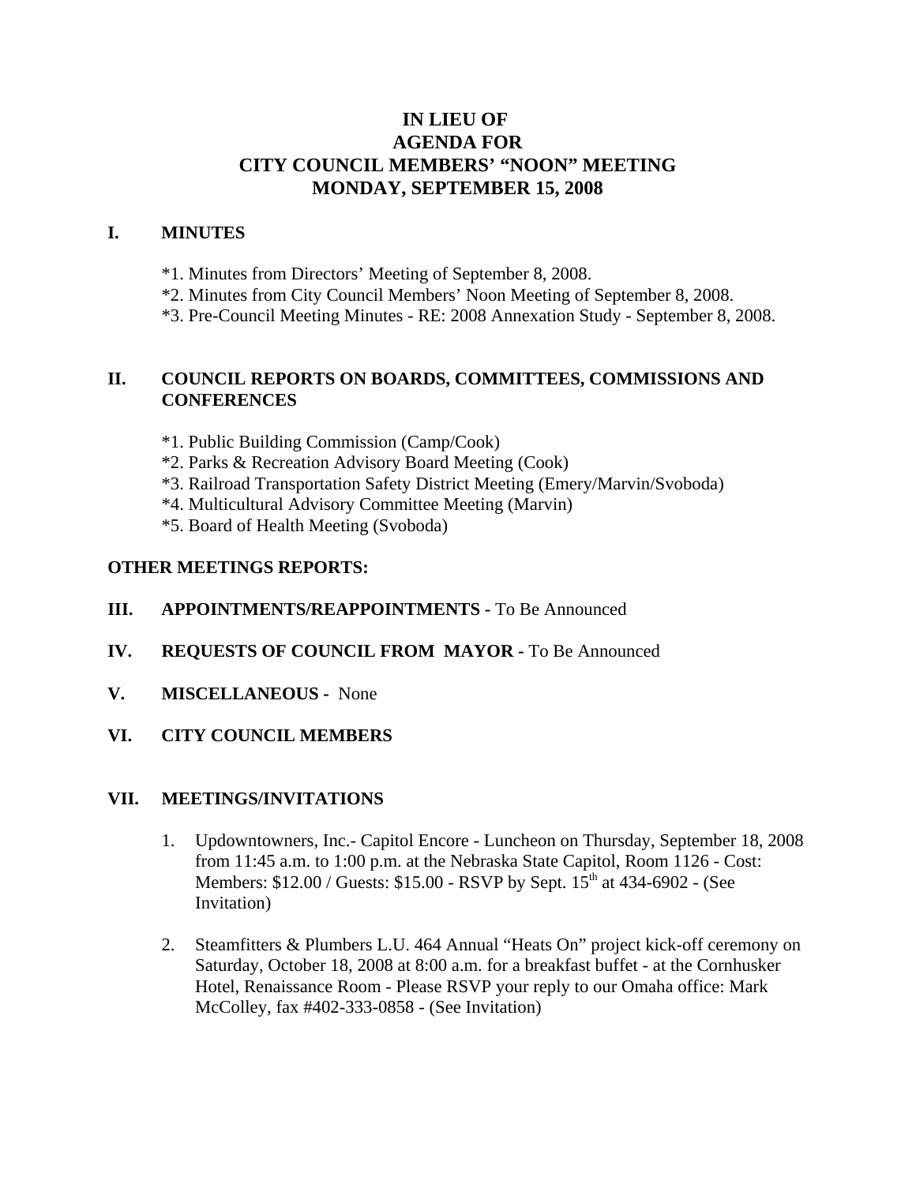# IN LIEU OF
# AGENDA FOR
# CITY COUNCIL MEMBERS' "NOON" MEETING
# MONDAY, SEPTEMBER 15, 2008

## I. MINUTES

*1. Minutes from Directors' Meeting of September 8, 2008.
*2. Minutes from City Council Members' Noon Meeting of September 8, 2008.
*3. Pre-Council Meeting Minutes - RE: 2008 Annexation Study - September 8, 2008.

## II. COUNCIL REPORTS ON BOARDS, COMMITTEES, COMMISSIONS AND CONFERENCES

*1. Public Building Commission (Camp/Cook)
*2. Parks & Recreation Advisory Board Meeting (Cook)
*3. Railroad Transportation Safety District Meeting (Emery/Marvin/Svoboda)
*4. Multicultural Advisory Committee Meeting (Marvin)
*5. Board of Health Meeting (Svoboda)

**OTHER MEETINGS REPORTS:**

## III. APPOINTMENTS/REAPPOINTMENTS - To Be Announced

## IV. REQUESTS OF COUNCIL FROM MAYOR - To Be Announced

## V. MISCELLANEOUS - None

## VI. CITY COUNCIL MEMBERS

## VII. MEETINGS/INVITATIONS

1. Updowntowners, Inc.- Capitol Encore - Luncheon on Thursday, September 18, 2008 from 11:45 a.m. to 1:00 p.m. at the Nebraska State Capitol, Room 1126 - Cost: Members: $12.00 / Guests: $15.00 - RSVP by Sept. 15th at 434-6902 - (See Invitation)

2. Steamfitters & Plumbers L.U. 464 Annual "Heats On" project kick-off ceremony on Saturday, October 18, 2008 at 8:00 a.m. for a breakfast buffet - at the Cornhusker Hotel, Renaissance Room - Please RSVP your reply to our Omaha office: Mark McColley, fax #402-333-0858 - (See Invitation)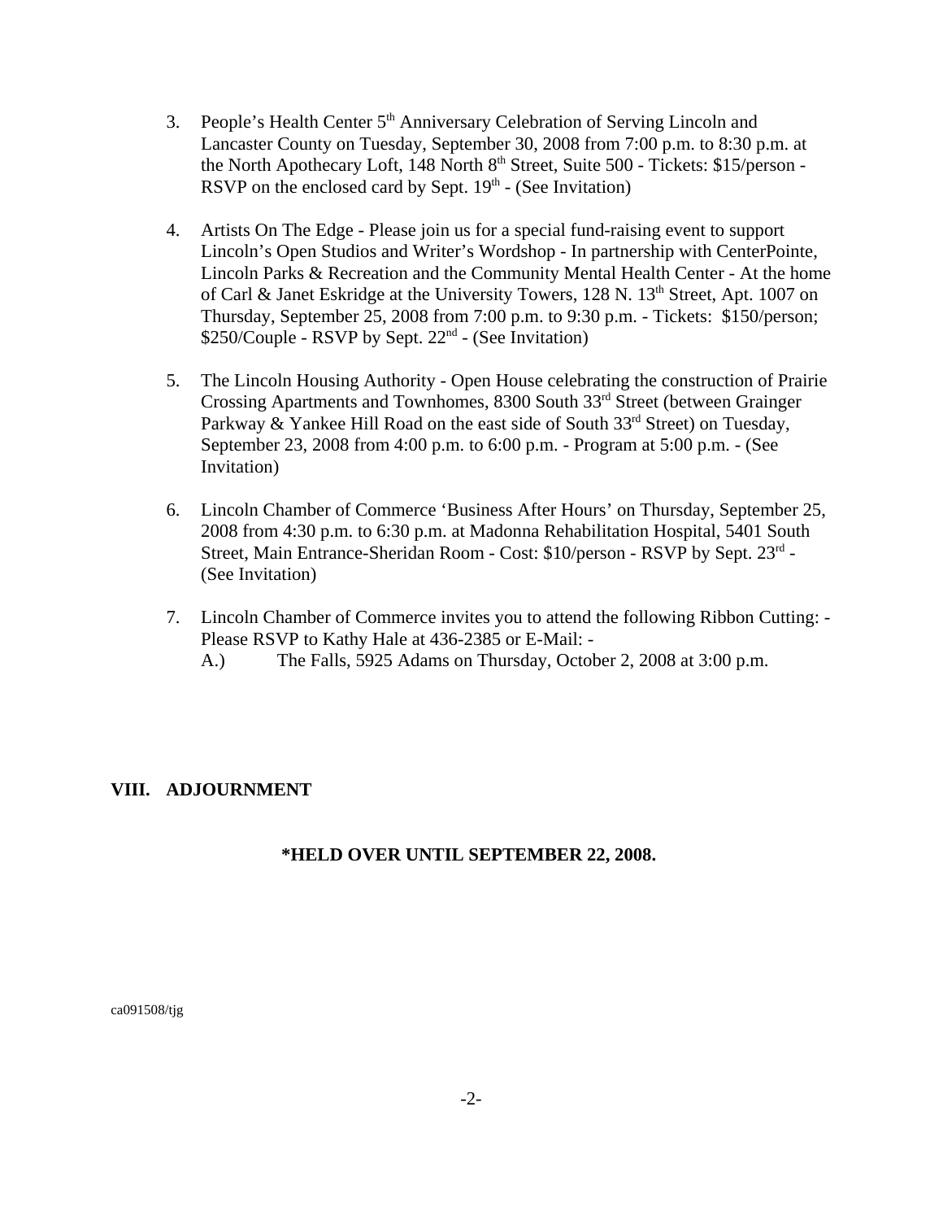3. People's Health Center 5th Anniversary Celebration of Serving Lincoln and Lancaster County on Tuesday, September 30, 2008 from 7:00 p.m. to 8:30 p.m. at the North Apothecary Loft, 148 North 8th Street, Suite 500 - Tickets: $15/person - RSVP on the enclosed card by Sept. 19th - (See Invitation)

4. Artists On The Edge - Please join us for a special fund-raising event to support Lincoln's Open Studios and Writer's Wordshop - In partnership with CenterPointe, Lincoln Parks & Recreation and the Community Mental Health Center - At the home of Carl & Janet Eskridge at the University Towers, 128 N. 13th Street, Apt. 1007 on Thursday, September 25, 2008 from 7:00 p.m. to 9:30 p.m. - Tickets: $150/person; $250/Couple - RSVP by Sept. 22nd - (See Invitation)

5. The Lincoln Housing Authority - Open House celebrating the construction of Prairie Crossing Apartments and Townhomes, 8300 South 33rd Street (between Grainger Parkway & Yankee Hill Road on the east side of South 33rd Street) on Tuesday, September 23, 2008 from 4:00 p.m. to 6:00 p.m. - Program at 5:00 p.m. - (See Invitation)

6. Lincoln Chamber of Commerce 'Business After Hours' on Thursday, September 25, 2008 from 4:30 p.m. to 6:30 p.m. at Madonna Rehabilitation Hospital, 5401 South Street, Main Entrance-Sheridan Room - Cost: $10/person - RSVP by Sept. 23rd - (See Invitation)

7. Lincoln Chamber of Commerce invites you to attend the following Ribbon Cutting: - Please RSVP to Kathy Hale at 436-2385 or E-Mail: -
   A.) The Falls, 5925 Adams on Thursday, October 2, 2008 at 3:00 p.m.

## VIII. ADJOURNMENT

**\*HELD OVER UNTIL SEPTEMBER 22, 2008.**

ca091508/tjg